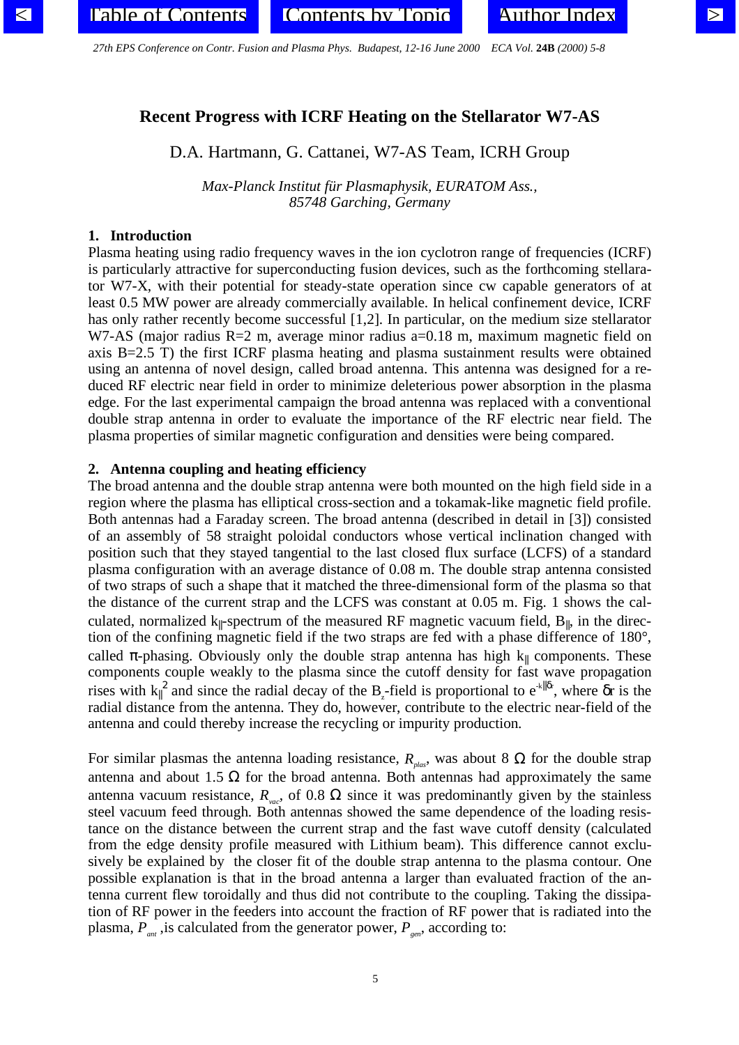# Recent Progress with ICRF Heating on the Stellarator W7-AS

D.A. Hartmann, G. Cattanei, W7-AS Team, ICRH Group

*Max-Planck Institut für Plasmaphysik, EURATOM Ass., 85748 Garching, Germany*

## 1. Introduction

Plasma heating using radio frequency waves in the ion cyclotron range of frequencies (ICRF) is particularly attractive for superconducting fusion devices, such as the forthcoming stellarator W7-X, with their potential for steady-state operation since cw capable generators of at least 0.5 MW power are already commercially available. In helical confinement device, ICRF has only rather recently become successful [1,2]. In particular, on the medium size stellarator W7-AS (major radius R=2 m, average minor radius a=0.18 m, maximum magnetic field on axis B=2.5 T) the first ICRF plasma heating and plasma sustainment results were obtained using an antenna of novel design, called broad antenna. This antenna was designed for a reduced RF electric near field in order to minimize deleterious power absorption in the plasma edge. For the last experimental campaign the broad antenna was replaced with a conventional double strap antenna in order to evaluate the importance of the RF electric near field. The plasma properties of similar magnetic configuration and densities were being compared.

## 2. Antenna coupling and heating efficiency

The broad antenna and the double strap antenna were both mounted on the high field side in a region where the plasma has elliptical cross-section and a tokamak-like magnetic field profile. Both antennas had a Faraday screen. The broad antenna (described in detail in [3]) consisted of an assembly of 58 straight poloidal conductors whose vertical inclination changed with position such that they stayed tangential to the last closed flux surface (LCFS) of a standard plasma configuration with an average distance of 0.08 m. The double strap antenna consisted of two straps of such a shape that it matched the three-dimensional form of the plasma so that the distance of the current strap and the LCFS was constant at 0.05 m. Fig. 1 shows the calculated, normalized $k_{\|}$-spectrum of the measured RF magnetic vacuum field, $B_{\|}$, in the direction of the confining magnetic field if the two straps are fed with a phase difference of 180°, called π-phasing. Obviously only the double strap antenna has high $k_{\|}$ components. These components couple weakly to the plasma since the cutoff density for fast wave propagation rises with $k_{\|}^2$ and since the radial decay of the $B_z$-field is proportional to $e^{-k_{\|}\delta r}$, where $\delta r$ is the radial distance from the antenna. They do, however, contribute to the electric near-field of the antenna and could thereby increase the recycling or impurity production.

For similar plasmas the antenna loading resistance, $R_{plas}$, was about 8 Ω for the double strap antenna and about 1.5 Ω for the broad antenna. Both antennas had approximately the same antenna vacuum resistance, $R_{vac}$, of 0.8 Ω since it was predominantly given by the stainless steel vacuum feed through. Both antennas showed the same dependence of the loading resistance on the distance between the current strap and the fast wave cutoff density (calculated from the edge density profile measured with Lithium beam). This difference cannot exclusively be explained by the closer fit of the double strap antenna to the plasma contour. One possible explanation is that in the broad antenna a larger than evaluated fraction of the antenna current flew toroidally and thus did not contribute to the coupling. Taking the dissipation of RF power in the feeders into account the fraction of RF power that is radiated into the plasma, $P_{ant}$, is calculated from the generator power, $P_{gen}$, according to: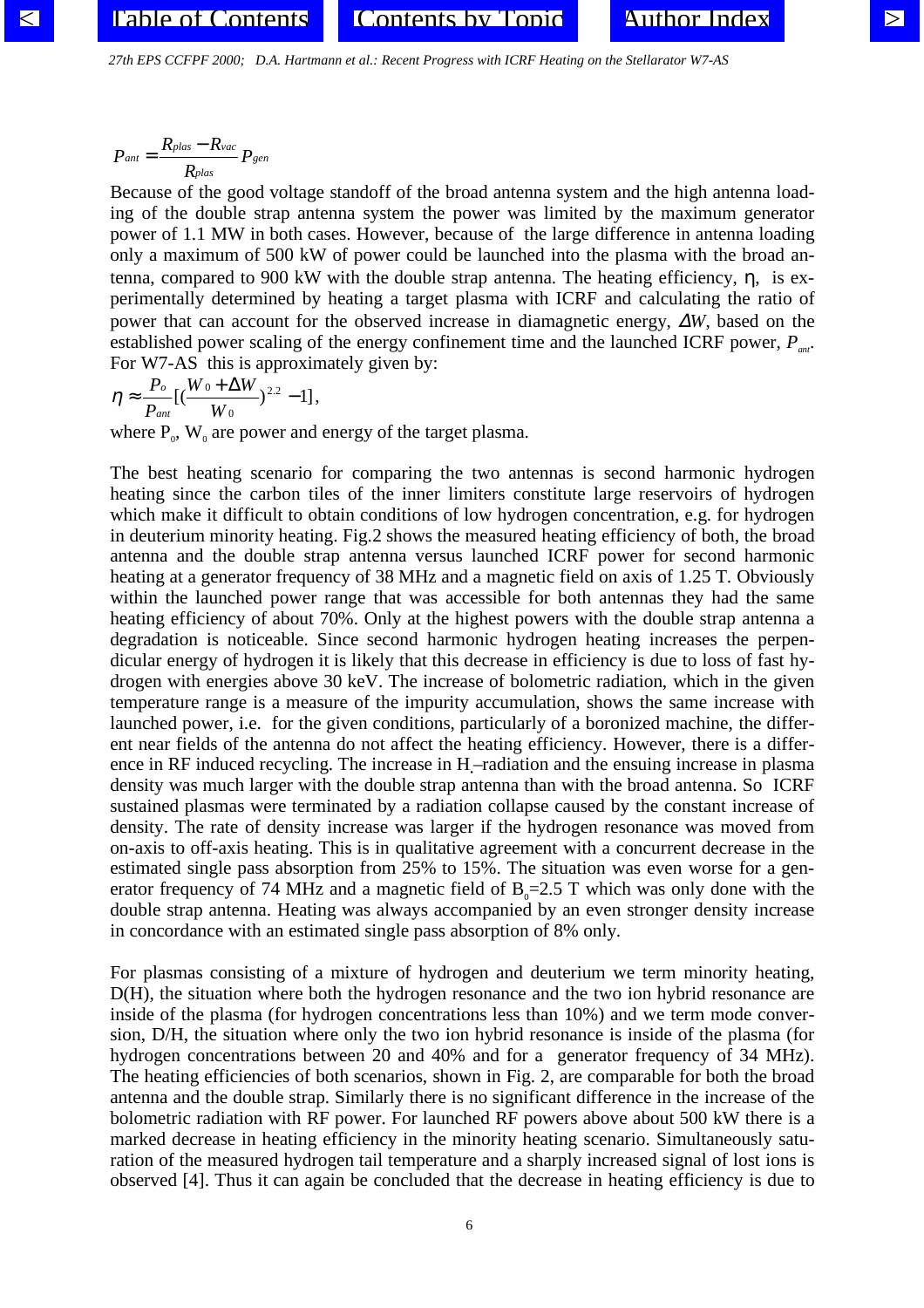$$P_{ant} = \frac{R_{plas} - R_{vac}}{R_{plas}} P_{gen}$$

Because of the good voltage standoff of the broad antenna system and the high antenna loading of the double strap antenna system the power was limited by the maximum generator power of 1.1 MW in both cases. However, because of the large difference in antenna loading only a maximum of 500 kW of power could be launched into the plasma with the broad antenna, compared to 900 kW with the double strap antenna. The heating efficiency, $\eta$, is experimentally determined by heating a target plasma with ICRF and calculating the ratio of power that can account for the observed increase in diamagnetic energy, $\Delta W$, based on the established power scaling of the energy confinement time and the launched ICRF power, $P_{ant}$. For W7-AS this is approximately given by:

$$\eta \approx \frac{P_o}{P_{ant}} \left[ \left( \frac{W_0 + \Delta W}{W_0} \right)^{2.2} - 1 \right],$$

where $P_0$, $W_0$ are power and energy of the target plasma.

The best heating scenario for comparing the two antennas is second harmonic hydrogen heating since the carbon tiles of the inner limiters constitute large reservoirs of hydrogen which make it difficult to obtain conditions of low hydrogen concentration, e.g. for hydrogen in deuterium minority heating. Fig.2 shows the measured heating efficiency of both, the broad antenna and the double strap antenna versus launched ICRF power for second harmonic heating at a generator frequency of 38 MHz and a magnetic field on axis of 1.25 T. Obviously within the launched power range that was accessible for both antennas they had the same heating efficiency of about 70%. Only at the highest powers with the double strap antenna a degradation is noticeable. Since second harmonic hydrogen heating increases the perpendicular energy of hydrogen it is likely that this decrease in efficiency is due to loss of fast hydrogen with energies above 30 keV. The increase of bolometric radiation, which in the given temperature range is a measure of the impurity accumulation, shows the same increase with launched power, i.e. for the given conditions, particularly of a boronized machine, the different near fields of the antenna do not affect the heating efficiency. However, there is a difference in RF induced recycling. The increase in $H_\alpha$–radiation and the ensuing increase in plasma density was much larger with the double strap antenna than with the broad antenna. So ICRF sustained plasmas were terminated by a radiation collapse caused by the constant increase of density. The rate of density increase was larger if the hydrogen resonance was moved from on-axis to off-axis heating. This is in qualitative agreement with a concurrent decrease in the estimated single pass absorption from 25% to 15%. The situation was even worse for a generator frequency of 74 MHz and a magnetic field of $B_0$=2.5 T which was only done with the double strap antenna. Heating was always accompanied by an even stronger density increase in concordance with an estimated single pass absorption of 8% only.

For plasmas consisting of a mixture of hydrogen and deuterium we term minority heating, D(H), the situation where both the hydrogen resonance and the two ion hybrid resonance are inside of the plasma (for hydrogen concentrations less than 10%) and we term mode conversion, D/H, the situation where only the two ion hybrid resonance is inside of the plasma (for hydrogen concentrations between 20 and 40% and for a generator frequency of 34 MHz). The heating efficiencies of both scenarios, shown in Fig. 2, are comparable for both the broad antenna and the double strap. Similarly there is no significant difference in the increase of the bolometric radiation with RF power. For launched RF powers above about 500 kW there is a marked decrease in heating efficiency in the minority heating scenario. Simultaneously saturation of the measured hydrogen tail temperature and a sharply increased signal of lost ions is observed [4]. Thus it can again be concluded that the decrease in heating efficiency is due to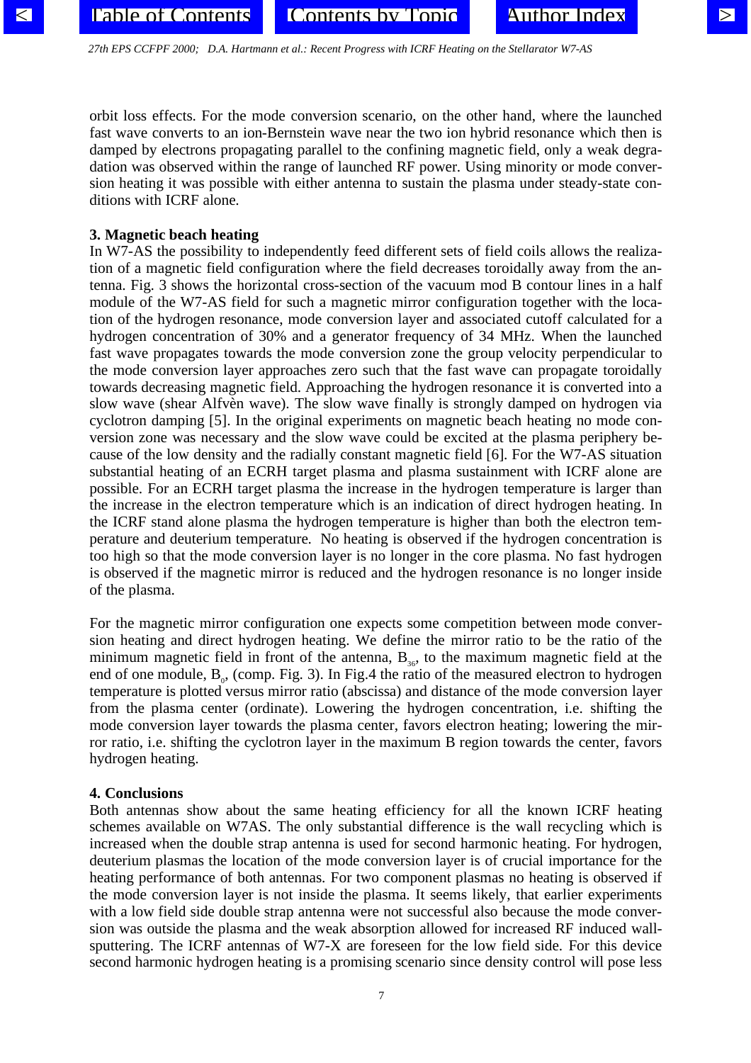orbit loss effects. For the mode conversion scenario, on the other hand, where the launched fast wave converts to an ion-Bernstein wave near the two ion hybrid resonance which then is damped by electrons propagating parallel to the confining magnetic field, only a weak degradation was observed within the range of launched RF power. Using minority or mode conversion heating it was possible with either antenna to sustain the plasma under steady-state conditions with ICRF alone.

### 3. Magnetic beach heating

In W7-AS the possibility to independently feed different sets of field coils allows the realization of a magnetic field configuration where the field decreases toroidally away from the antenna. Fig. 3 shows the horizontal cross-section of the vacuum mod B contour lines in a half module of the W7-AS field for such a magnetic mirror configuration together with the location of the hydrogen resonance, mode conversion layer and associated cutoff calculated for a hydrogen concentration of 30% and a generator frequency of 34 MHz. When the launched fast wave propagates towards the mode conversion zone the group velocity perpendicular to the mode conversion layer approaches zero such that the fast wave can propagate toroidally towards decreasing magnetic field. Approaching the hydrogen resonance it is converted into a slow wave (shear Alfvèn wave). The slow wave finally is strongly damped on hydrogen via cyclotron damping [5]. In the original experiments on magnetic beach heating no mode conversion zone was necessary and the slow wave could be excited at the plasma periphery because of the low density and the radially constant magnetic field [6]. For the W7-AS situation substantial heating of an ECRH target plasma and plasma sustainment with ICRF alone are possible. For an ECRH target plasma the increase in the hydrogen temperature is larger than the increase in the electron temperature which is an indication of direct hydrogen heating. In the ICRF stand alone plasma the hydrogen temperature is higher than both the electron temperature and deuterium temperature. No heating is observed if the hydrogen concentration is too high so that the mode conversion layer is no longer in the core plasma. No fast hydrogen is observed if the magnetic mirror is reduced and the hydrogen resonance is no longer inside of the plasma.

For the magnetic mirror configuration one expects some competition between mode conversion heating and direct hydrogen heating. We define the mirror ratio to be the ratio of the minimum magnetic field in front of the antenna, $B_{36}$, to the maximum magnetic field at the end of one module, $B_0$, (comp. Fig. 3). In Fig.4 the ratio of the measured electron to hydrogen temperature is plotted versus mirror ratio (abscissa) and distance of the mode conversion layer from the plasma center (ordinate). Lowering the hydrogen concentration, i.e. shifting the mode conversion layer towards the plasma center, favors electron heating; lowering the mirror ratio, i.e. shifting the cyclotron layer in the maximum B region towards the center, favors hydrogen heating.

### 4. Conclusions

Both antennas show about the same heating efficiency for all the known ICRF heating schemes available on W7AS. The only substantial difference is the wall recycling which is increased when the double strap antenna is used for second harmonic heating. For hydrogen, deuterium plasmas the location of the mode conversion layer is of crucial importance for the heating performance of both antennas. For two component plasmas no heating is observed if the mode conversion layer is not inside the plasma. It seems likely, that earlier experiments with a low field side double strap antenna were not successful also because the mode conversion was outside the plasma and the weak absorption allowed for increased RF induced wall-sputtering. The ICRF antennas of W7-X are foreseen for the low field side. For this device second harmonic hydrogen heating is a promising scenario since density control will pose less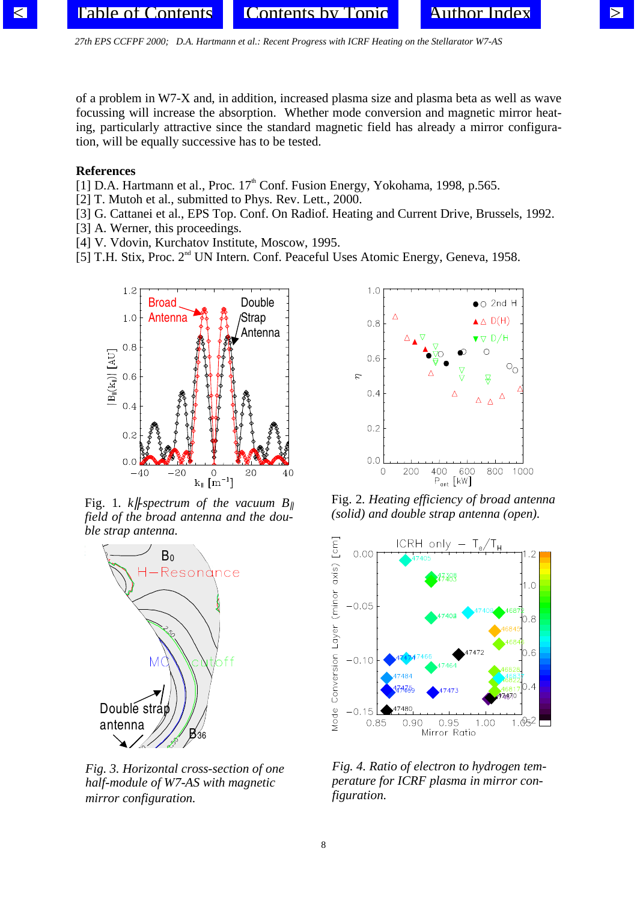of a problem in W7-X and, in addition, increased plasma size and plasma beta as well as wave focussing will increase the absorption. Whether mode conversion and magnetic mirror heating, particularly attractive since the standard magnetic field has already a mirror configuration, will be equally successive has to be tested.

**References**

[1] D.A. Hartmann et al., Proc. 17[th] Conf. Fusion Energy, Yokohama, 1998, p.565.
[2] T. Mutoh et al., submitted to Phys. Rev. Lett., 2000.
[3] G. Cattanei et al., EPS Top. Conf. On Radiof. Heating and Current Drive, Brussels, 1992.
[3] A. Werner, this proceedings.
[4] V. Vdovin, Kurchatov Institute, Moscow, 1995.
[5] T.H. Stix, Proc. 2[nd] UN Intern. Conf. Peaceful Uses Atomic Energy, Geneva, 1958.

Broad Antenna
Double Strap Antenna
$|B_\parallel(k_\parallel)|$ [AU]
$k_\parallel$ [m$^{-1}$]
1.2
1.0
0.8
0.6
0.4
0.2
0.0
−40 −20 0 20 40

Fig. 1. *$k_\parallel$-spectrum of the vacuum $B_\parallel$ field of the broad antenna and the double strap antenna.*

$\eta$
$P_{ant}$ [kW]
2nd H
D(H)
D/H
1.0
0.8
0.6
0.4
0.2
0.0
0 200 400 600 800 1000

Fig. 2. *Heating efficiency of broad antenna (solid) and double strap antenna (open).*

$B_0$
H−Resonance
MC cutoff
Double strap antenna
$B_{36}$

*Fig. 3. Horizontal cross-section of one half-module of W7-AS with magnetic mirror configuration.*

ICRH only − $T_e/T_H$
Mode Conversion Layer (minor axis) [cm]
Mirror Ratio
0.00
−0.05
−0.10
−0.15
0.85 0.90 0.95 1.00 1.05
1.2
1.0
0.8
0.6
0.4
0.2

*Fig. 4. Ratio of electron to hydrogen temperature for ICRF plasma in mirror configuration.*